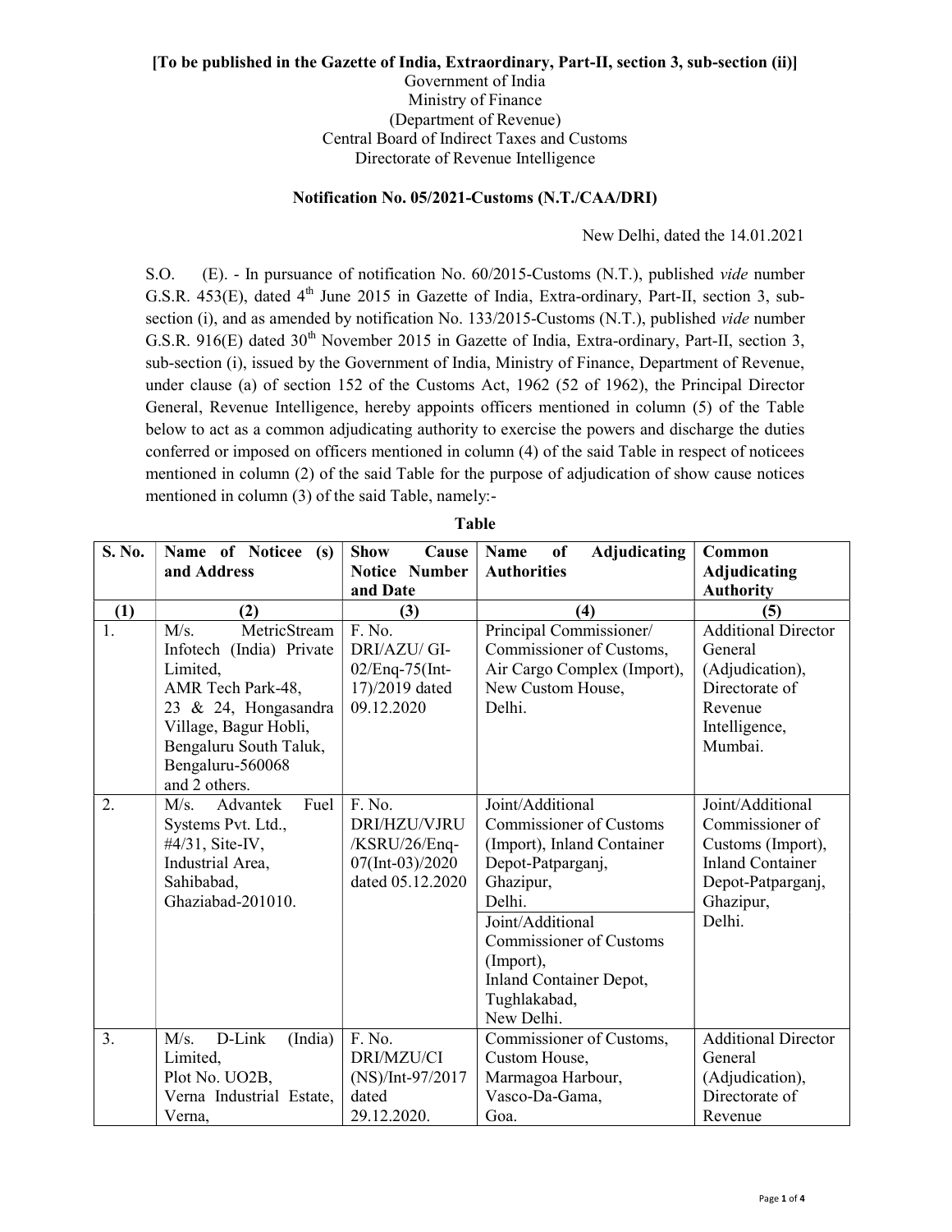**[To be published in the Gazette of India, Extraordinary, Part-II, section 3, sub-section (ii)]**

Government of India
Ministry of Finance
(Department of Revenue)
Central Board of Indirect Taxes and Customs
Directorate of Revenue Intelligence

**Notification No. 05/2021-Customs (N.T./CAA/DRI)**

New Delhi, dated the 14.01.2021

S.O. (E). - In pursuance of notification No. 60/2015-Customs (N.T.), published *vide* number G.S.R. 453(E), dated 4th June 2015 in Gazette of India, Extra-ordinary, Part-II, section 3, sub-section (i), and as amended by notification No. 133/2015-Customs (N.T.), published *vide* number G.S.R. 916(E) dated 30th November 2015 in Gazette of India, Extra-ordinary, Part-II, section 3, sub-section (i), issued by the Government of India, Ministry of Finance, Department of Revenue, under clause (a) of section 152 of the Customs Act, 1962 (52 of 1962), the Principal Director General, Revenue Intelligence, hereby appoints officers mentioned in column (5) of the Table below to act as a common adjudicating authority to exercise the powers and discharge the duties conferred or imposed on officers mentioned in column (4) of the said Table in respect of noticees mentioned in column (2) of the said Table for the purpose of adjudication of show cause notices mentioned in column (3) of the said Table, namely:-

**Table**

| S. No. | Name of Noticee (s) and Address | Show Cause Notice Number and Date | Name of Adjudicating Authorities | Common Adjudicating Authority |
|---|---|---|---|---|
| (1) | (2) | (3) | (4) | (5) |
| 1. | M/s. MetricStream Infotech (India) Private Limited, AMR Tech Park-48, 23 & 24, Hongasandra Village, Bagur Hobli, Bengaluru South Taluk, Bengaluru-560068 and 2 others. | F. No. DRI/AZU/ GI-02/Enq-75(Int-17)/2019 dated 09.12.2020 | Principal Commissioner/ Commissioner of Customs, Air Cargo Complex (Import), New Custom House, Delhi. | Additional Director General (Adjudication), Directorate of Revenue Intelligence, Mumbai. |
| 2. | M/s. Advantek Fuel Systems Pvt. Ltd., #4/31, Site-IV, Industrial Area, Sahibabad, Ghaziabad-201010. | F. No. DRI/HZU/VJRU /KSRU/26/Enq-07(Int-03)/2020 dated 05.12.2020 | Joint/Additional Commissioner of Customs (Import), Inland Container Depot-Patparganj, Ghazipur, Delhi. | Joint/Additional Commissioner of Customs (Import), Inland Container Depot-Patparganj, Ghazipur, Delhi. |
| | | | Joint/Additional Commissioner of Customs (Import), Inland Container Depot, Tughlakabad, New Delhi. | |
| 3. | M/s. D-Link (India) Limited, Plot No. UO2B, Verna Industrial Estate, Verna, | F. No. DRI/MZU/CI (NS)/Int-97/2017 dated 29.12.2020. | Commissioner of Customs, Custom House, Marmagoa Harbour, Vasco-Da-Gama, Goa. | Additional Director General (Adjudication), Directorate of Revenue |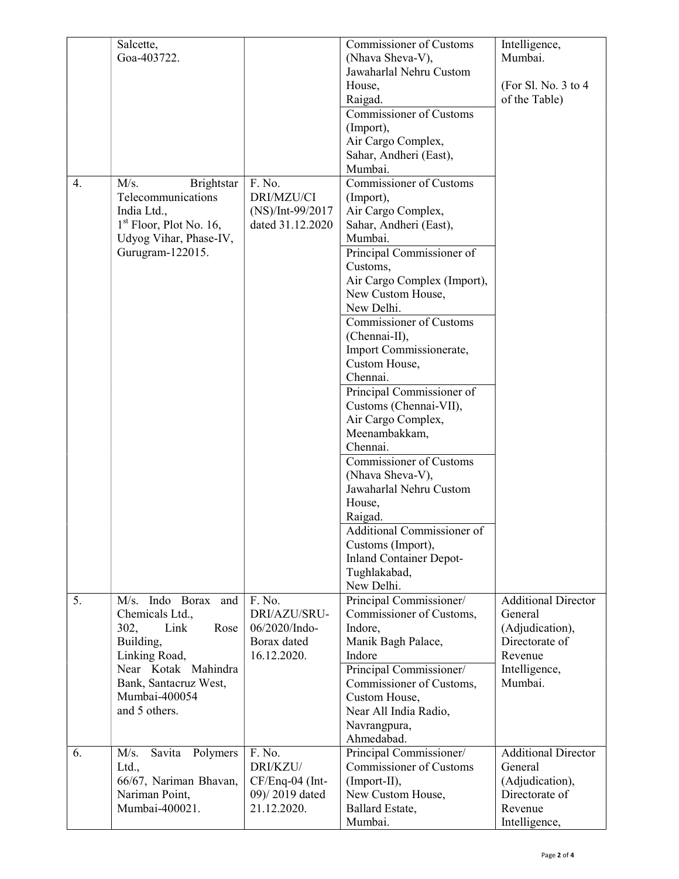| | | | | |
|---|---|---|---|---|
| | Salcette, Goa-403722. | | Commissioner of Customs (Nhava Sheva-V), Jawaharlal Nehru Custom House, Raigad. | Intelligence, Mumbai. (For Sl. No. 3 to 4 of the Table) |
| | | | Commissioner of Customs (Import), Air Cargo Complex, Sahar, Andheri (East), Mumbai. | |
| 4. | M/s. Brightstar Telecommunications India Ltd., 1st Floor, Plot No. 16, Udyog Vihar, Phase-IV, Gurugram-122015. | F. No. DRI/MZU/CI (NS)/Int-99/2017 dated 31.12.2020 | Commissioner of Customs (Import), Air Cargo Complex, Sahar, Andheri (East), Mumbai. | |
| | | | Principal Commissioner of Customs, Air Cargo Complex (Import), New Custom House, New Delhi. | |
| | | | Commissioner of Customs (Chennai-II), Import Commissionerate, Custom House, Chennai. | |
| | | | Principal Commissioner of Customs (Chennai-VII), Air Cargo Complex, Meenambakkam, Chennai. | |
| | | | Commissioner of Customs (Nhava Sheva-V), Jawaharlal Nehru Custom House, Raigad. | |
| | | | Additional Commissioner of Customs (Import), Inland Container Depot-Tughlakabad, New Delhi. | |
| 5. | M/s. Indo Borax and Chemicals Ltd., 302, Link Rose Building, Linking Road, Near Kotak Mahindra Bank, Santacruz West, Mumbai-400054 and 5 others. | F. No. DRI/AZU/SRU-06/2020/Indo-Borax dated 16.12.2020. | Principal Commissioner/ Commissioner of Customs, Indore, Manik Bagh Palace, Indore | Additional Director General (Adjudication), Directorate of Revenue Intelligence, Mumbai. |
| | | | Principal Commissioner/ Commissioner of Customs, Custom House, Near All India Radio, Navrangpura, Ahmedabad. | |
| 6. | M/s. Savita Polymers Ltd., 66/67, Nariman Bhavan, Nariman Point, Mumbai-400021. | F. No. DRI/KZU/ CF/Enq-04 (Int-09)/ 2019 dated 21.12.2020. | Principal Commissioner/ Commissioner of Customs (Import-II), New Custom House, Ballard Estate, Mumbai. | Additional Director General (Adjudication), Directorate of Revenue Intelligence, |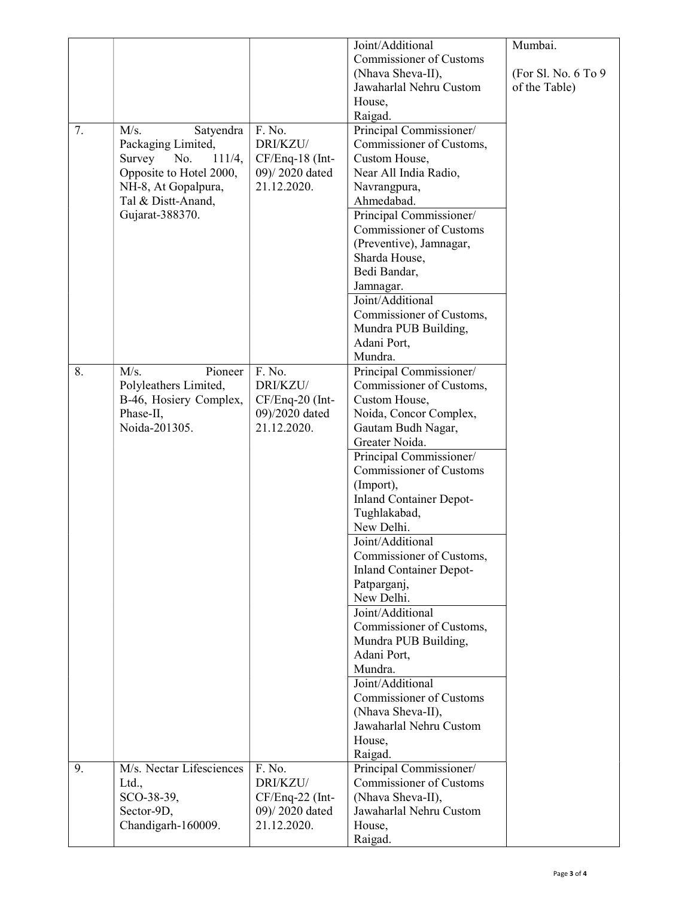| | | | | |
|---|---|---|---|---|
| | | | Joint/Additional Commissioner of Customs (Nhava Sheva-II), Jawaharlal Nehru Custom House, Raigad. | Mumbai.<br><br>(For Sl. No. 6 To 9 of the Table) |
| 7. | M/s. Satyendra Packaging Limited, Survey No. 111/4, Opposite to Hotel 2000, NH-8, At Gopalpura, Tal & Distt-Anand, Gujarat-388370. | F. No. DRI/KZU/ CF/Enq-18 (Int-09)/ 2020 dated 21.12.2020. | Principal Commissioner/ Commissioner of Customs, Custom House, Near All India Radio, Navrangpura, Ahmedabad. | |
| | | | Principal Commissioner/ Commissioner of Customs (Preventive), Jamnagar, Sharda House, Bedi Bandar, Jamnagar. | |
| | | | Joint/Additional Commissioner of Customs, Mundra PUB Building, Adani Port, Mundra. | |
| 8. | M/s. Pioneer Polyleathers Limited, B-46, Hosiery Complex, Phase-II, Noida-201305. | F. No. DRI/KZU/ CF/Enq-20 (Int-09)/2020 dated 21.12.2020. | Principal Commissioner/ Commissioner of Customs, Custom House, Noida, Concor Complex, Gautam Budh Nagar, Greater Noida. | |
| | | | Principal Commissioner/ Commissioner of Customs (Import), Inland Container Depot-Tughlakabad, New Delhi. | |
| | | | Joint/Additional Commissioner of Customs, Inland Container Depot-Patparganj, New Delhi. | |
| | | | Joint/Additional Commissioner of Customs, Mundra PUB Building, Adani Port, Mundra. | |
| | | | Joint/Additional Commissioner of Customs (Nhava Sheva-II), Jawaharlal Nehru Custom House, Raigad. | |
| 9. | M/s. Nectar Lifesciences Ltd., SCO-38-39, Sector-9D, Chandigarh-160009. | F. No. DRI/KZU/ CF/Enq-22 (Int-09)/ 2020 dated 21.12.2020. | Principal Commissioner/ Commissioner of Customs (Nhava Sheva-II), Jawaharlal Nehru Custom House, Raigad. | |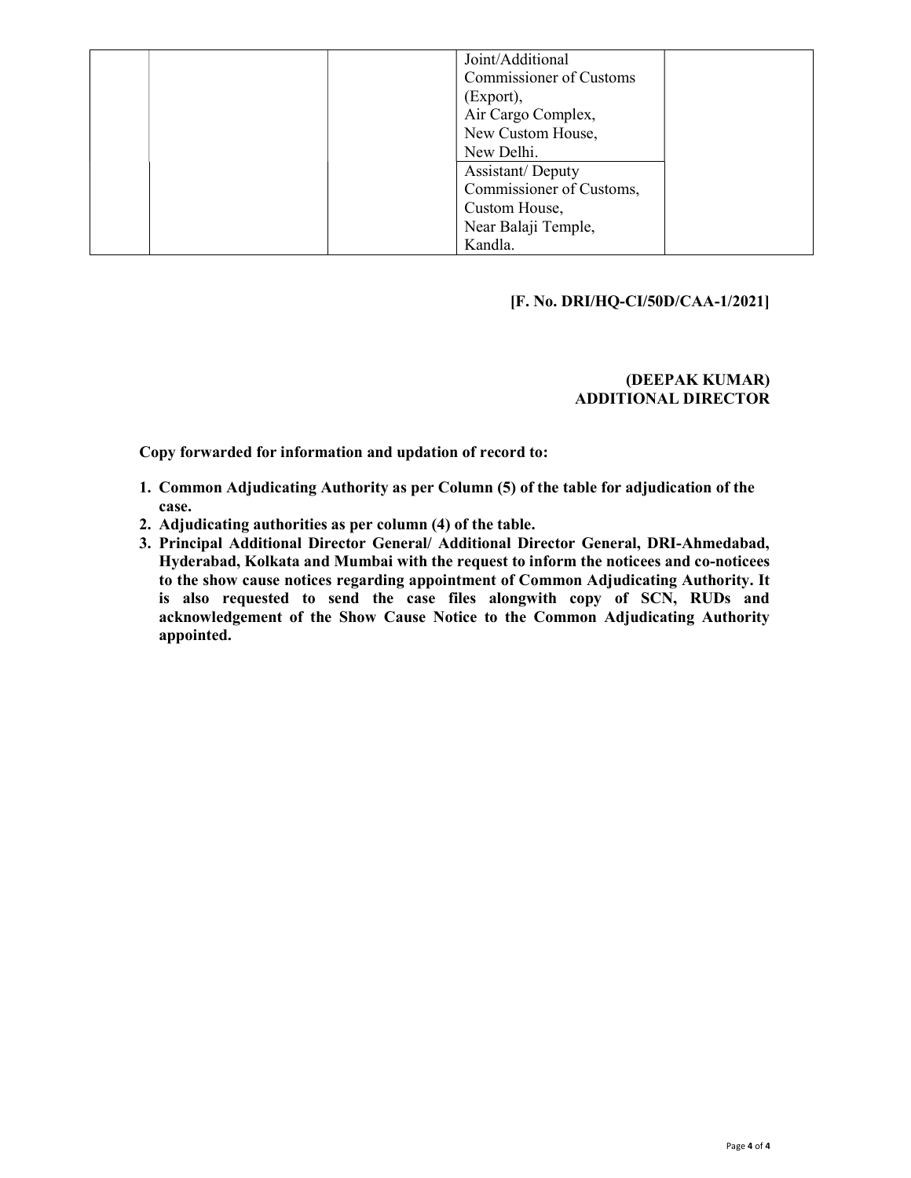| | | | | |
|---|---|---|---|---|
| | | | Joint/Additional Commissioner of Customs (Export), Air Cargo Complex, New Custom House, New Delhi. | |
| | | | Assistant/ Deputy Commissioner of Customs, Custom House, Near Balaji Temple, Kandla. | |

**[F. No. DRI/HQ-CI/50D/CAA-1/2021]**

**(DEEPAK KUMAR)**
**ADDITIONAL DIRECTOR**

**Copy forwarded for information and updation of record to:**

1. **Common Adjudicating Authority as per Column (5) of the table for adjudication of the case.**
2. **Adjudicating authorities as per column (4) of the table.**
3. **Principal Additional Director General/ Additional Director General, DRI-Ahmedabad, Hyderabad, Kolkata and Mumbai with the request to inform the noticees and co-noticees to the show cause notices regarding appointment of Common Adjudicating Authority. It is also requested to send the case files alongwith copy of SCN, RUDs and acknowledgement of the Show Cause Notice to the Common Adjudicating Authority appointed.**